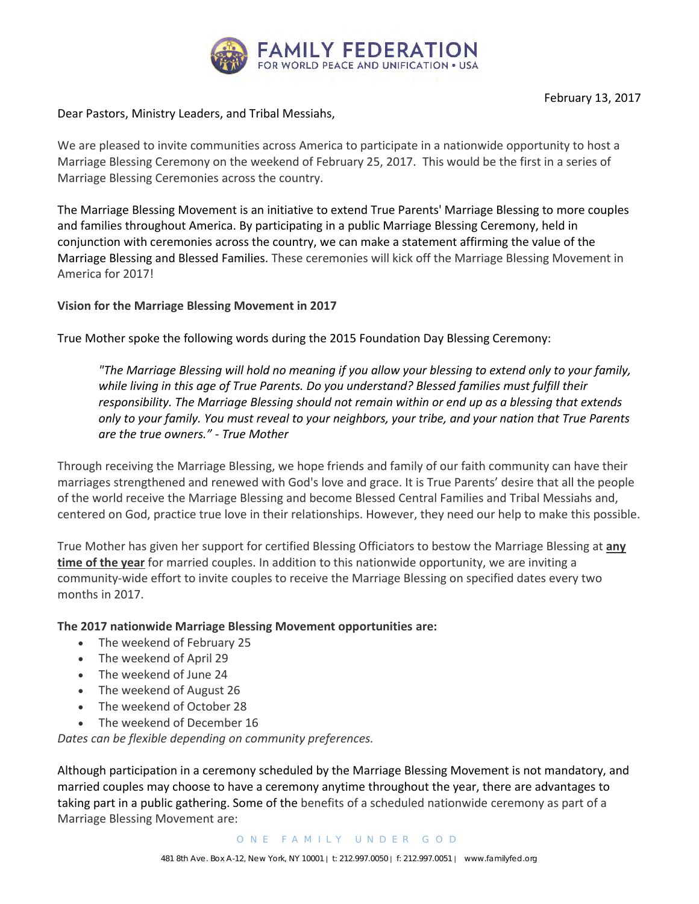# FAMILY FEDERATION
FOR WORLD PEACE AND UNIFICATION • USA

February 13, 2017

Dear Pastors, Ministry Leaders, and Tribal Messiahs,

We are pleased to invite communities across America to participate in a nationwide opportunity to host a Marriage Blessing Ceremony on the weekend of February 25, 2017. This would be the first in a series of Marriage Blessing Ceremonies across the country.

The Marriage Blessing Movement is an initiative to extend True Parents' Marriage Blessing to more couples and families throughout America. By participating in a public Marriage Blessing Ceremony, held in conjunction with ceremonies across the country, we can make a statement affirming the value of the Marriage Blessing and Blessed Families. These ceremonies will kick off the Marriage Blessing Movement in America for 2017!

**Vision for the Marriage Blessing Movement in 2017**

True Mother spoke the following words during the 2015 Foundation Day Blessing Ceremony:

> *"The Marriage Blessing will hold no meaning if you allow your blessing to extend only to your family, while living in this age of True Parents. Do you understand? Blessed families must fulfill their responsibility. The Marriage Blessing should not remain within or end up as a blessing that extends only to your family. You must reveal to your neighbors, your tribe, and your nation that True Parents are the true owners." - True Mother*

Through receiving the Marriage Blessing, we hope friends and family of our faith community can have their marriages strengthened and renewed with God's love and grace. It is True Parents' desire that all the people of the world receive the Marriage Blessing and become Blessed Central Families and Tribal Messiahs and, centered on God, practice true love in their relationships. However, they need our help to make this possible.

True Mother has given her support for certified Blessing Officiators to bestow the Marriage Blessing at **<u>any time of the year</u>** for married couples. In addition to this nationwide opportunity, we are inviting a community-wide effort to invite couples to receive the Marriage Blessing on specified dates every two months in 2017.

**The 2017 nationwide Marriage Blessing Movement opportunities are:**

- The weekend of February 25
- The weekend of April 29
- The weekend of June 24
- The weekend of August 26
- The weekend of October 28
- The weekend of December 16

*Dates can be flexible depending on community preferences.*

Although participation in a ceremony scheduled by the Marriage Blessing Movement is not mandatory, and married couples may choose to have a ceremony anytime throughout the year, there are advantages to taking part in a public gathering. Some of the benefits of a scheduled nationwide ceremony as part of a Marriage Blessing Movement are: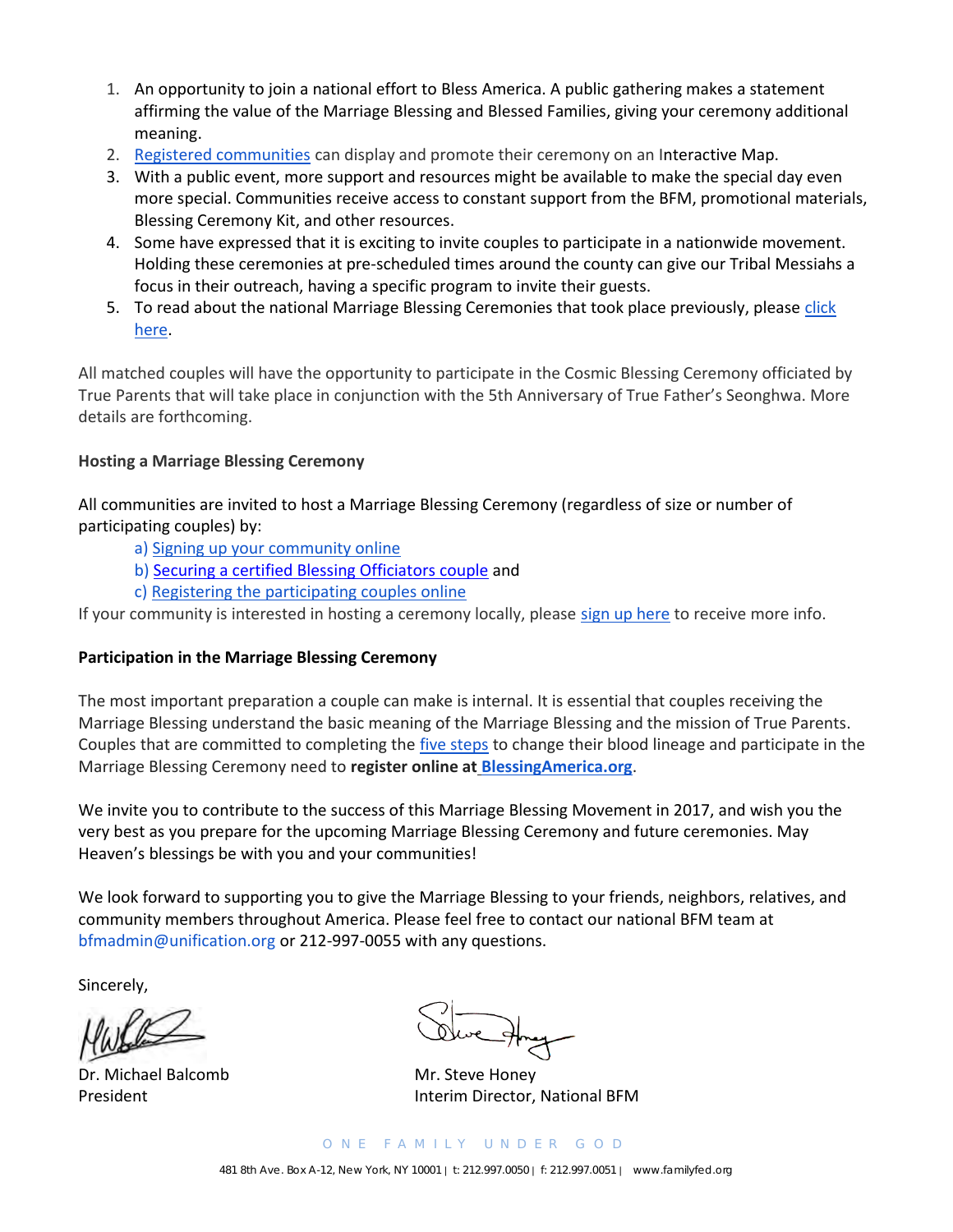1. An opportunity to join a national effort to Bless America. A public gathering makes a statement affirming the value of the Marriage Blessing and Blessed Families, giving your ceremony additional meaning.
2. Registered communities can display and promote their ceremony on an Interactive Map.
3. With a public event, more support and resources might be available to make the special day even more special. Communities receive access to constant support from the BFM, promotional materials, Blessing Ceremony Kit, and other resources.
4. Some have expressed that it is exciting to invite couples to participate in a nationwide movement. Holding these ceremonies at pre-scheduled times around the county can give our Tribal Messiahs a focus in their outreach, having a specific program to invite their guests.
5. To read about the national Marriage Blessing Ceremonies that took place previously, please click here.

All matched couples will have the opportunity to participate in the Cosmic Blessing Ceremony officiated by True Parents that will take place in conjunction with the 5th Anniversary of True Father's Seonghwa. More details are forthcoming.

**Hosting a Marriage Blessing Ceremony**

All communities are invited to host a Marriage Blessing Ceremony (regardless of size or number of participating couples) by:

a) Signing up your community online
b) Securing a certified Blessing Officiators couple and
c) Registering the participating couples online

If your community is interested in hosting a ceremony locally, please sign up here to receive more info.

**Participation in the Marriage Blessing Ceremony**

The most important preparation a couple can make is internal. It is essential that couples receiving the Marriage Blessing understand the basic meaning of the Marriage Blessing and the mission of True Parents. Couples that are committed to completing the five steps to change their blood lineage and participate in the Marriage Blessing Ceremony need to **register online at BlessingAmerica.org**.

We invite you to contribute to the success of this Marriage Blessing Movement in 2017, and wish you the very best as you prepare for the upcoming Marriage Blessing Ceremony and future ceremonies. May Heaven's blessings be with you and your communities!

We look forward to supporting you to give the Marriage Blessing to your friends, neighbors, relatives, and community members throughout America. Please feel free to contact our national BFM team at bfmadmin@unification.org or 212-997-0055 with any questions.

Sincerely,

Dr. Michael Balcomb
President

Mr. Steve Honey
Interim Director, National BFM

ONE FAMILY UNDER GOD

481 8th Ave. Box A-12, New York, NY 10001 | t: 212.997.0050 | f: 212.997.0051 | www.familyfed.org